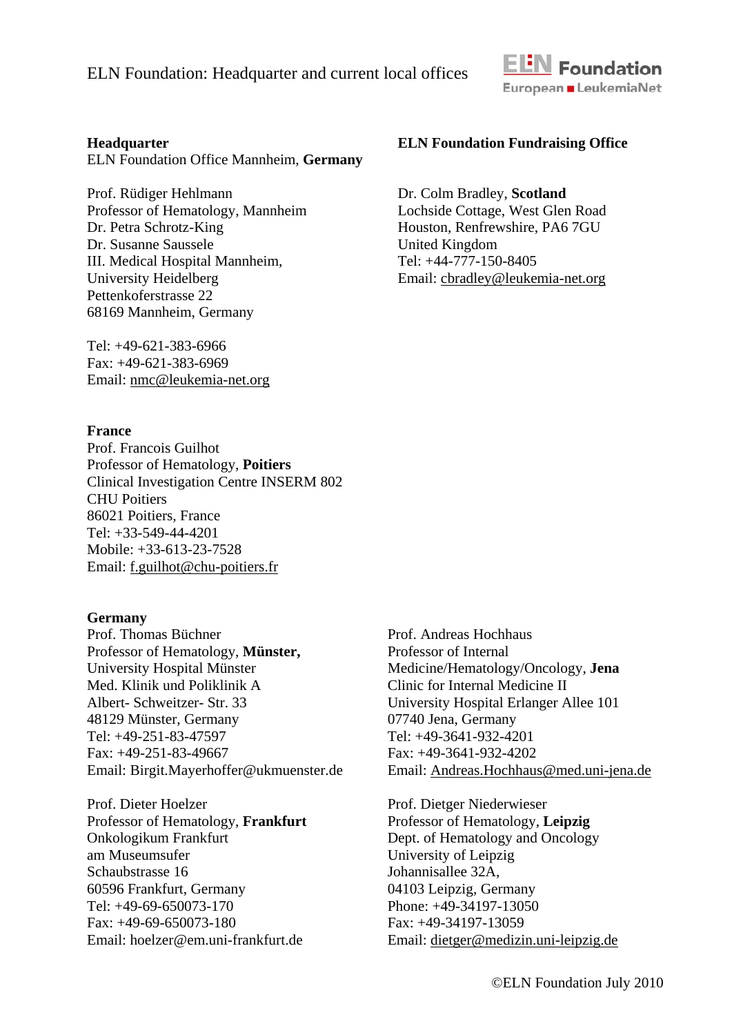# ELN Foundation: Headquarter and current local offices

**Headquarter**
ELN Foundation Office Mannheim, **Germany**

Prof. Rüdiger Hehlmann
Professor of Hematology, Mannheim
Dr. Petra Schrotz-King
Dr. Susanne Saussele
III. Medical Hospital Mannheim,
University Heidelberg
Pettenkoferstrasse 22
68169 Mannheim, Germany

Tel: +49-621-383-6966
Fax: +49-621-383-6969
Email: nmc@leukemia-net.org

**ELN Foundation Fundraising Office**

Dr. Colm Bradley, **Scotland**
Lochside Cottage, West Glen Road
Houston, Renfrewshire, PA6 7GU
United Kingdom
Tel: +44-777-150-8405
Email: cbradley@leukemia-net.org

**France**
Prof. Francois Guilhot
Professor of Hematology, **Poitiers**
Clinical Investigation Centre INSERM 802
CHU Poitiers
86021 Poitiers, France
Tel: +33-549-44-4201
Mobile: +33-613-23-7528
Email: f.guilhot@chu-poitiers.fr

**Germany**

Prof. Thomas Büchner
Professor of Hematology, **Münster,**
University Hospital Münster
Med. Klinik und Poliklinik A
Albert- Schweitzer- Str. 33
48129 Münster, Germany
Tel: +49-251-83-47597
Fax: +49-251-83-49667
Email: Birgit.Mayerhoffer@ukmuenster.de

Prof. Andreas Hochhaus
Professor of Internal Medicine/Hematology/Oncology, **Jena**
Clinic for Internal Medicine II
University Hospital Erlanger Allee 101
07740 Jena, Germany
Tel: +49-3641-932-4201
Fax: +49-3641-932-4202
Email: Andreas.Hochhaus@med.uni-jena.de

Prof. Dieter Hoelzer
Professor of Hematology, **Frankfurt**
Onkologikum Frankfurt
am Museumsufer
Schaubstrasse 16
60596 Frankfurt, Germany
Tel: +49-69-650073-170
Fax: +49-69-650073-180
Email: hoelzer@em.uni-frankfurt.de

Prof. Dietger Niederwieser
Professor of Hematology, **Leipzig**
Dept. of Hematology and Oncology
University of Leipzig
Johannisallee 32A,
04103 Leipzig, Germany
Phone: +49-34197-13050
Fax: +49-34197-13059
Email: dietger@medizin.uni-leipzig.de

©ELN Foundation July 2010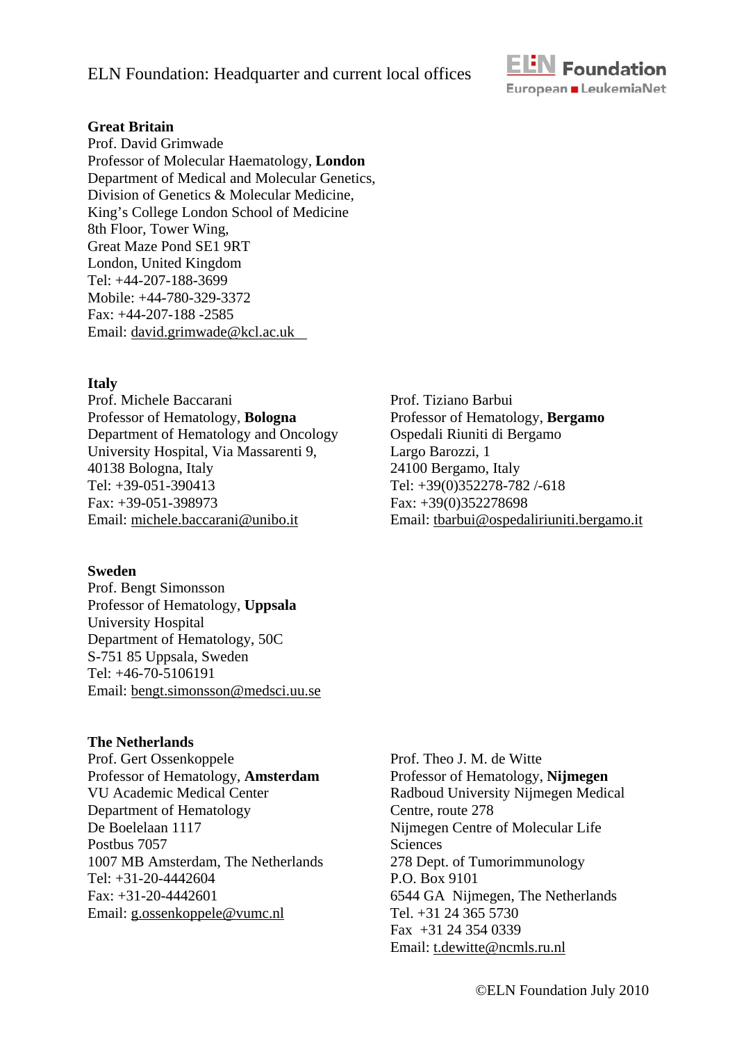ELN Foundation: Headquarter and current local offices

ELN Foundation European LeukemiaNet

**Great Britain**

Prof. David Grimwade
Professor of Molecular Haematology, **London**
Department of Medical and Molecular Genetics,
Division of Genetics & Molecular Medicine,
King's College London School of Medicine
8th Floor, Tower Wing,
Great Maze Pond SE1 9RT
London, United Kingdom
Tel: +44-207-188-3699
Mobile: +44-780-329-3372
Fax: +44-207-188 -2585
Email: david.grimwade@kcl.ac.uk

**Italy**

Prof. Michele Baccarani
Professor of Hematology, **Bologna**
Department of Hematology and Oncology
University Hospital, Via Massarenti 9,
40138 Bologna, Italy
Tel: +39-051-390413
Fax: +39-051-398973
Email: michele.baccarani@unibo.it

Prof. Tiziano Barbui
Professor of Hematology, **Bergamo**
Ospedali Riuniti di Bergamo
Largo Barozzi, 1
24100 Bergamo, Italy
Tel: +39(0)352278-782 /-618
Fax: +39(0)352278698
Email: tbarbui@ospedaliriuniti.bergamo.it

**Sweden**

Prof. Bengt Simonsson
Professor of Hematology, **Uppsala**
University Hospital
Department of Hematology, 50C
S-751 85 Uppsala, Sweden
Tel: +46-70-5106191
Email: bengt.simonsson@medsci.uu.se

**The Netherlands**

Prof. Gert Ossenkoppele
Professor of Hematology, **Amsterdam**
VU Academic Medical Center
Department of Hematology
De Boelelaan 1117
Postbus 7057
1007 MB Amsterdam, The Netherlands
Tel: +31-20-4442604
Fax: +31-20-4442601
Email: g.ossenkoppele@vumc.nl

Prof. Theo J. M. de Witte
Professor of Hematology, **Nijmegen**
Radboud University Nijmegen Medical Centre, route 278
Nijmegen Centre of Molecular Life Sciences
278 Dept. of Tumorimmunology
P.O. Box 9101
6544 GA Nijmegen, The Netherlands
Tel. +31 24 365 5730
Fax +31 24 354 0339
Email: t.dewitte@ncmls.ru.nl

©ELN Foundation July 2010